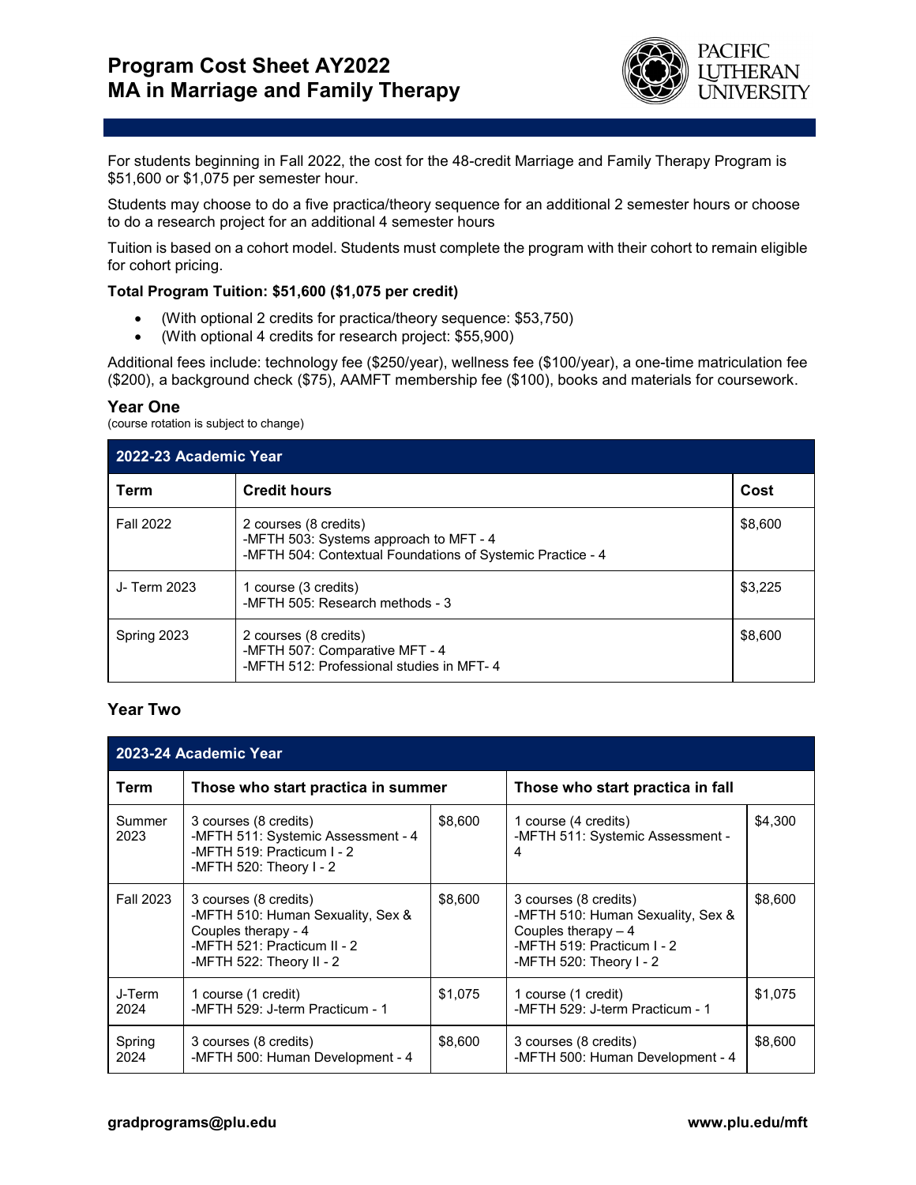# Program Cost Sheet AY2022
# MA in Marriage and Family Therapy

For students beginning in Fall 2022, the cost for the 48-credit Marriage and Family Therapy Program is $51,600 or $1,075 per semester hour.

Students may choose to do a five practica/theory sequence for an additional 2 semester hours or choose to do a research project for an additional 4 semester hours

Tuition is based on a cohort model. Students must complete the program with their cohort to remain eligible for cohort pricing.

**Total Program Tuition: $51,600 ($1,075 per credit)**

- (With optional 2 credits for practica/theory sequence: $53,750)
- (With optional 4 credits for research project: $55,900)

Additional fees include: technology fee ($250/year), wellness fee ($100/year), a one-time matriculation fee ($200), a background check ($75), AAMFT membership fee ($100), books and materials for coursework.

### Year One

(course rotation is subject to change)

| 2022-23 Academic Year | | |
|---|---|---|
| **Term** | **Credit hours** | **Cost** |
| Fall 2022 | 2 courses (8 credits)<br>-MFTH 503: Systems approach to MFT - 4<br>-MFTH 504: Contextual Foundations of Systemic Practice - 4 | $8,600 |
| J- Term 2023 | 1 course (3 credits)<br>-MFTH 505: Research methods - 3 | $3,225 |
| Spring 2023 | 2 courses (8 credits)<br>-MFTH 507: Comparative MFT - 4<br>-MFTH 512: Professional studies in MFT- 4 | $8,600 |

### Year Two

| 2023-24 Academic Year | | | | |
|---|---|---|---|---|
| **Term** | **Those who start practica in summer** | | **Those who start practica in fall** | |
| Summer 2023 | 3 courses (8 credits)<br>-MFTH 511: Systemic Assessment - 4<br>-MFTH 519: Practicum I - 2<br>-MFTH 520: Theory I - 2 | $8,600 | 1 course (4 credits)<br>-MFTH 511: Systemic Assessment - 4 | $4,300 |
| Fall 2023 | 3 courses (8 credits)<br>-MFTH 510: Human Sexuality, Sex & Couples therapy - 4<br>-MFTH 521: Practicum II - 2<br>-MFTH 522: Theory II - 2 | $8,600 | 3 courses (8 credits)<br>-MFTH 510: Human Sexuality, Sex & Couples therapy – 4<br>-MFTH 519: Practicum I - 2<br>-MFTH 520: Theory I - 2 | $8,600 |
| J-Term 2024 | 1 course (1 credit)<br>-MFTH 529: J-term Practicum - 1 | $1,075 | 1 course (1 credit)<br>-MFTH 529: J-term Practicum - 1 | $1,075 |
| Spring 2024 | 3 courses (8 credits)<br>-MFTH 500: Human Development - 4 | $8,600 | 3 courses (8 credits)<br>-MFTH 500: Human Development - 4 | $8,600 |

gradprograms@plu.edu www.plu.edu/mft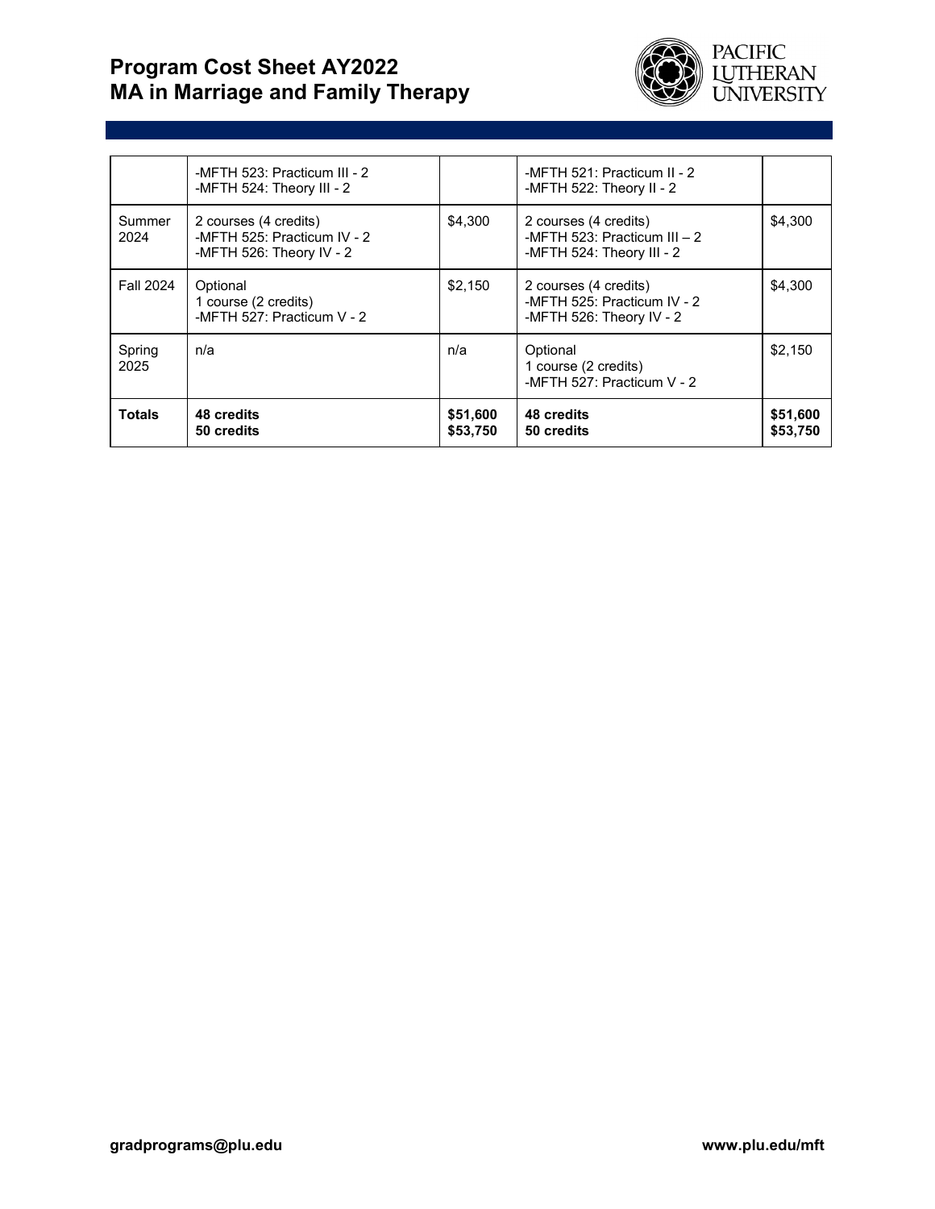# Program Cost Sheet AY2022
# MA in Marriage and Family Therapy

| | | | | |
|---|---|---|---|---|
| | -MFTH 523: Practicum III - 2<br>-MFTH 524: Theory III - 2 | | -MFTH 521: Practicum II - 2<br>-MFTH 522: Theory II - 2 | |
| Summer 2024 | 2 courses (4 credits)<br>-MFTH 525: Practicum IV - 2<br>-MFTH 526: Theory IV - 2 | $4,300 | 2 courses (4 credits)<br>-MFTH 523: Practicum III – 2<br>-MFTH 524: Theory III - 2 | $4,300 |
| Fall 2024 | Optional<br>1 course (2 credits)<br>-MFTH 527: Practicum V - 2 | $2,150 | 2 courses (4 credits)<br>-MFTH 525: Practicum IV - 2<br>-MFTH 526: Theory IV - 2 | $4,300 |
| Spring 2025 | n/a | n/a | Optional<br>1 course (2 credits)<br>-MFTH 527: Practicum V - 2 | $2,150 |
| **Totals** | **48 credits**<br>**50 credits** | **$51,600**<br>**$53,750** | **48 credits**<br>**50 credits** | **$51,600**<br>**$53,750** |

**gradprograms@plu.edu** **www.plu.edu/mft**